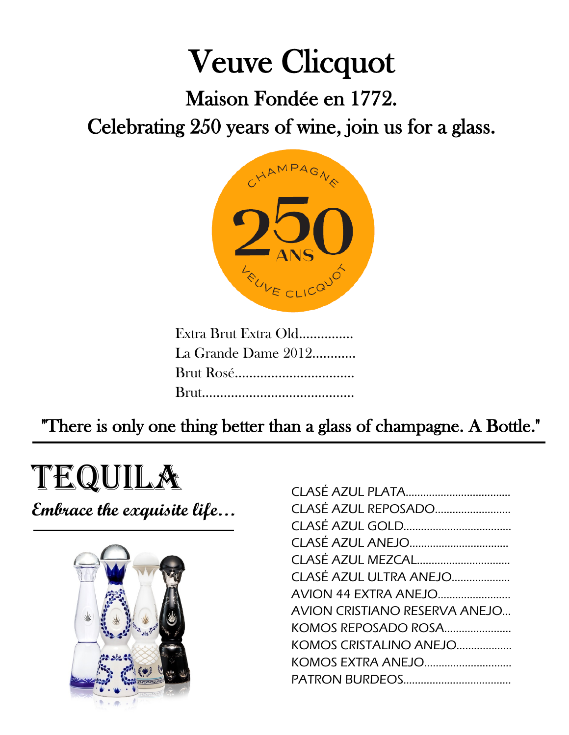# Veuve Clicquot

## Maison Fondée en 1772.

## Celebrating 250 years of wine, join us for a glass.

Extra Brut Extra Old...............
La Grande Dame 2012............
Brut Rosé.................................
Brut..........................................

"There is only one thing better than a glass of champagne. A Bottle."

---

# TEQUILA

*Embrace the exquisite life...*

CLASÉ AZUL PLATA...................................
CLASÉ AZUL REPOSADO.........................
CLASÉ AZUL GOLD....................................
CLASÉ AZUL ANEJO.................................
CLASÉ AZUL MEZCAL...............................
CLASÉ AZUL ULTRA ANEJO...................
AVION 44 EXTRA ANEJO........................
AVION CRISTIANO RESERVA ANEJO...
KOMOS REPOSADO ROSA......................
KOMOS CRISTALINO ANEJO..................
KOMOS EXTRA ANEJO.............................
PATRON BURDEOS....................................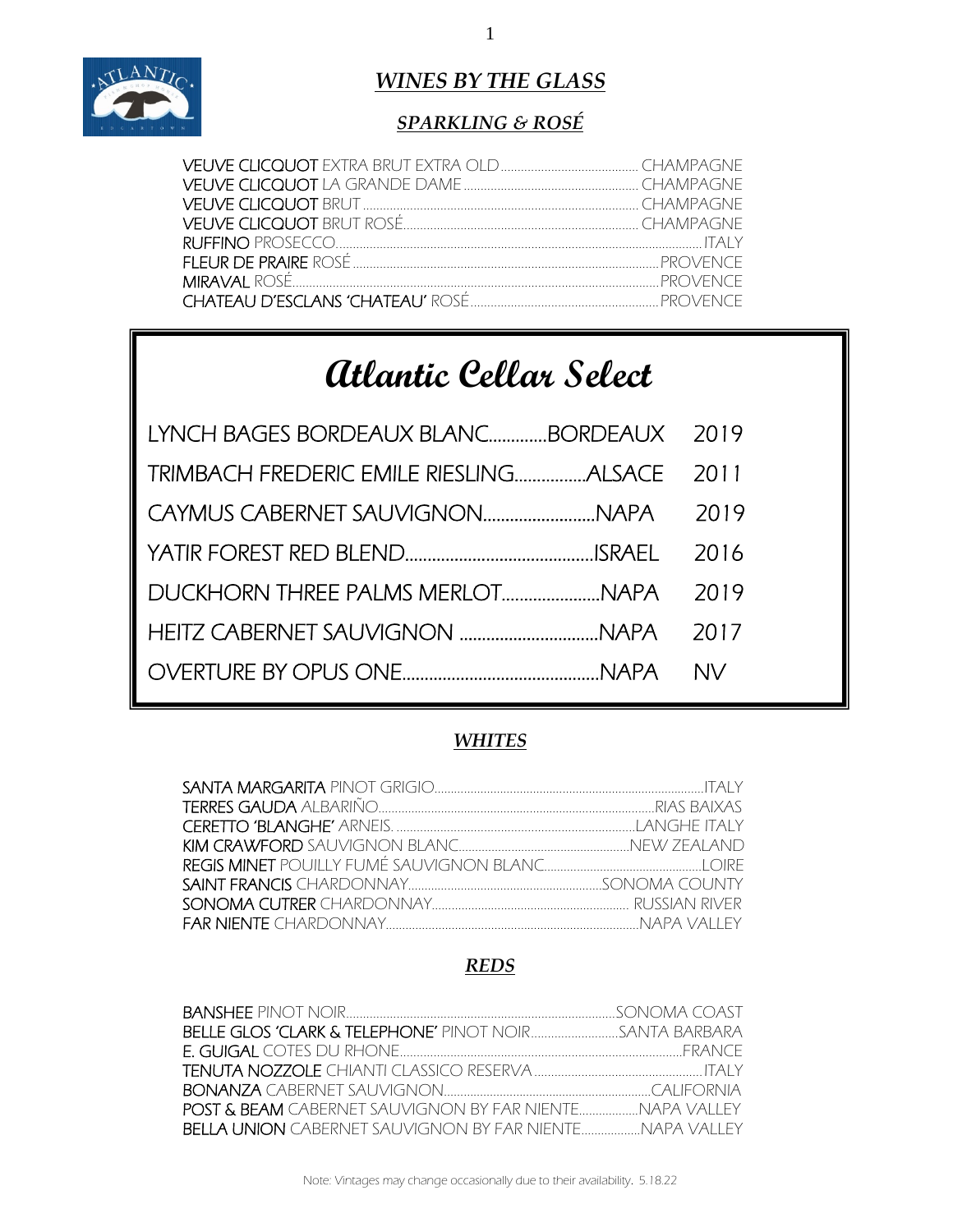# *WINES BY THE GLASS*

## *SPARKLING & ROSÉ*

VEUVE CLICQUOT EXTRA BRUT EXTRA OLD........................................ CHAMPAGNE
VEUVE CLICQUOT LA GRANDE DAME.................................................. CHAMPAGNE
VEUVE CLICQUOT BRUT ................................................................ CHAMPAGNE
VEUVE CLICQUOT BRUT ROSÉ.................................................... CHAMPAGNE
RUFFINO PROSECCO................................................................................ITALY
FLEUR DE PRAIRE ROSÉ ...........................................................................PROVENCE
MIRAVAL ROSÉ.........................................................................................PROVENCE
CHATEAU D'ESCLANS 'CHATEAU' ROSÉ.......................................................PROVENCE

## Atlantic Cellar Select

| | | |
|---|---|---|
| LYNCH BAGES BORDEAUX BLANC | BORDEAUX | 2019 |
| TRIMBACH FREDERIC EMILE RIESLING | ALSACE | 2011 |
| CAYMUS CABERNET SAUVIGNON | NAPA | 2019 |
| YATIR FOREST RED BLEND | ISRAEL | 2016 |
| DUCKHORN THREE PALMS MERLOT | NAPA | 2019 |
| HEITZ CABERNET SAUVIGNON | NAPA | 2017 |
| OVERTURE BY OPUS ONE | NAPA | NV |

## *WHITES*

SANTA MARGARITA PINOT GRIGIO.................................................................ITALY
TERRES GAUDA ALBARIÑO..........................................................................RIAS BAIXAS
CERETTO 'BLANGHE' ARNEIS. ......................................................................LANGHE ITALY
KIM CRAWFORD SAUVIGNON BLANC..................................................NEW ZEALAND
REGIS MINET POUILLY FUMÉ SAUVIGNON BLANC..........................................LOIRE
SAINT FRANCIS CHARDONNAY...........................................................SONOMA COUNTY
SONOMA CUTRER CHARDONNAY.......................................................... RUSSIAN RIVER
FAR NIENTE CHARDONNAY..............................................................................NAPA VALLEY

## *REDS*

BANSHEE PINOT NOIR.................................................................................SONOMA COAST
BELLE GLOS 'CLARK & TELEPHONE' PINOT NOIR..........................SANTA BARBARA
E. GUIGAL COTES DU RHONE.......................................................................FRANCE
TENUTA NOZZOLE CHIANTI CLASSICO RESERVA.............................................ITALY
BONANZA CABERNET SAUVIGNON.............................................................CALIFORNIA
POST & BEAM CABERNET SAUVIGNON BY FAR NIENTE.................NAPA VALLEY
BELLA UNION CABERNET SAUVIGNON BY FAR NIENTE..................NAPA VALLEY

Note: Vintages may change occasionally due to their availability. 5.18.22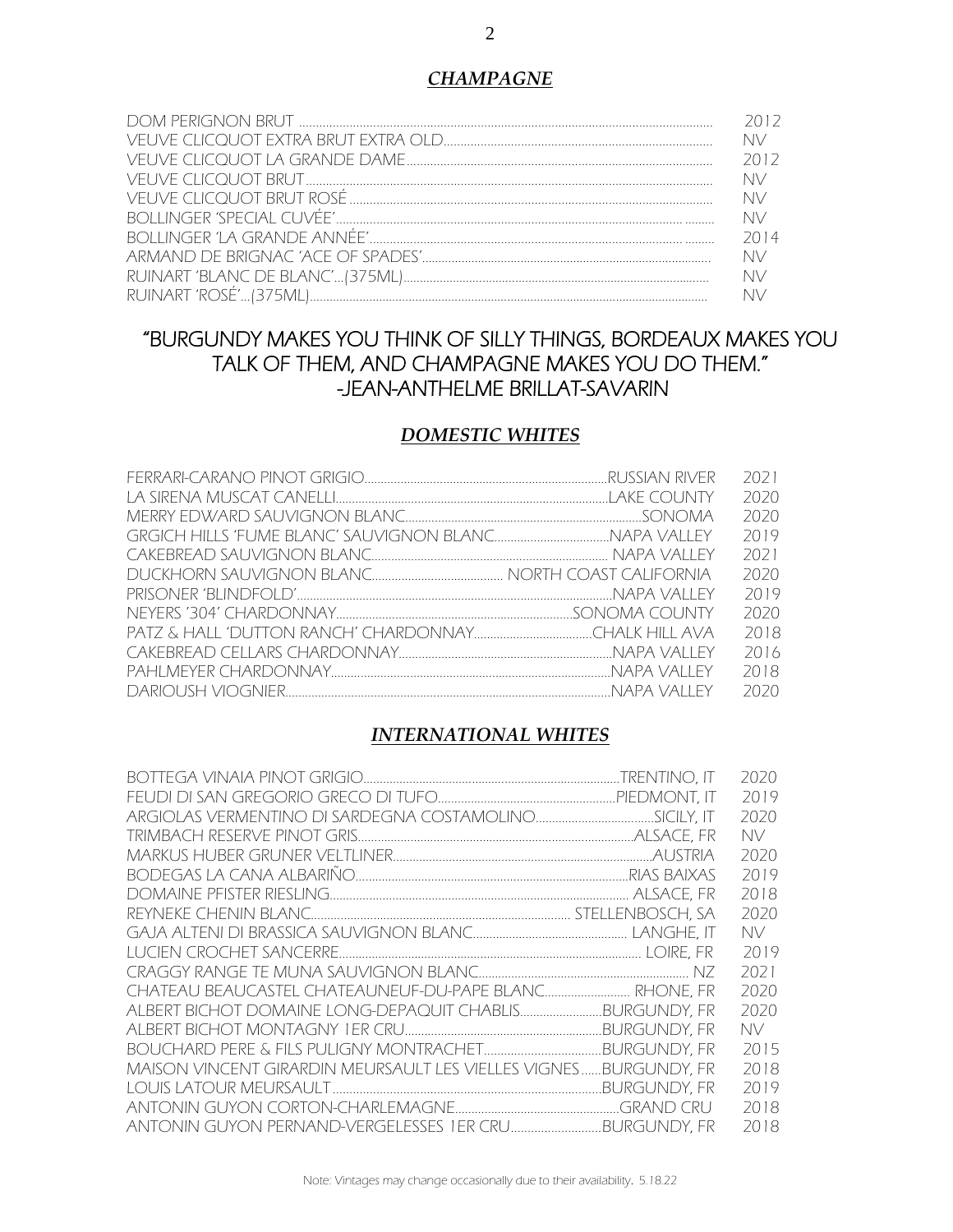## *CHAMPAGNE*

| | |
|---|---|
| DOM PERIGNON BRUT | 2012 |
| VEUVE CLICQUOT EXTRA BRUT EXTRA OLD | NV |
| VEUVE CLICQUOT LA GRANDE DAME | 2012 |
| VEUVE CLICQUOT BRUT | NV |
| VEUVE CLICQUOT BRUT ROSÉ | NV |
| BOLLINGER 'SPECIAL CUVÉE' | NV |
| BOLLINGER 'LA GRANDE ANNÉE' | 2014 |
| ARMAND DE BRIGNAC 'ACE OF SPADES' | NV |
| RUINART 'BLANC DE BLANC'...(375ML) | NV |
| RUINART 'ROSÉ'...(375ML) | NV |

"BURGUNDY MAKES YOU THINK OF SILLY THINGS, BORDEAUX MAKES YOU TALK OF THEM, AND CHAMPAGNE MAKES YOU DO THEM."
-JEAN-ANTHELME BRILLAT-SAVARIN

## *DOMESTIC WHITES*

| | | |
|---|---|---|
| FERRARI-CARANO PINOT GRIGIO | RUSSIAN RIVER | 2021 |
| LA SIRENA MUSCAT CANELLI | LAKE COUNTY | 2020 |
| MERRY EDWARD SAUVIGNON BLANC | SONOMA | 2020 |
| GRGICH HILLS 'FUME BLANC' SAUVIGNON BLANC | NAPA VALLEY | 2019 |
| CAKEBREAD SAUVIGNON BLANC | NAPA VALLEY | 2021 |
| DUCKHORN SAUVIGNON BLANC | NORTH COAST CALIFORNIA | 2020 |
| PRISONER 'BLINDFOLD' | NAPA VALLEY | 2019 |
| NEYERS '304' CHARDONNAY | SONOMA COUNTY | 2020 |
| PATZ & HALL 'DUTTON RANCH' CHARDONNAY | CHALK HILL AVA | 2018 |
| CAKEBREAD CELLARS CHARDONNAY | NAPA VALLEY | 2016 |
| PAHLMEYER CHARDONNAY | NAPA VALLEY | 2018 |
| DARIOUSH VIOGNIER | NAPA VALLEY | 2020 |

## *INTERNATIONAL WHITES*

| | | |
|---|---|---|
| BOTTEGA VINAIA PINOT GRIGIO | TRENTINO, IT | 2020 |
| FEUDI DI SAN GREGORIO GRECO DI TUFO | PIEDMONT, IT | 2019 |
| ARGIOLAS VERMENTINO DI SARDEGNA COSTAMOLINO | SICILY, IT | 2020 |
| TRIMBACH RESERVE PINOT GRIS | ALSACE, FR | NV |
| MARKUS HUBER GRUNER VELTLINER | AUSTRIA | 2020 |
| BODEGAS LA CANA ALBARIÑO | RIAS BAIXAS | 2019 |
| DOMAINE PFISTER RIESLING | ALSACE, FR | 2018 |
| REYNEKE CHENIN BLANC | STELLENBOSCH, SA | 2020 |
| GAJA ALTENI DI BRASSICA SAUVIGNON BLANC | LANGHE, IT | NV |
| LUCIEN CROCHET SANCERRE | LOIRE, FR | 2019 |
| CRAGGY RANGE TE MUNA SAUVIGNON BLANC | NZ | 2021 |
| CHATEAU BEAUCASTEL CHATEAUNEUF-DU-PAPE BLANC | RHONE, FR | 2020 |
| ALBERT BICHOT DOMAINE LONG-DEPAQUIT CHABLIS | BURGUNDY, FR | 2020 |
| ALBERT BICHOT MONTAGNY 1ER CRU | BURGUNDY, FR | NV |
| BOUCHARD PERE & FILS PULIGNY MONTRACHET | BURGUNDY, FR | 2015 |
| MAISON VINCENT GIRARDIN MEURSAULT LES VIELLES VIGNES | BURGUNDY, FR | 2018 |
| LOUIS LATOUR MEURSAULT | BURGUNDY, FR | 2019 |
| ANTONIN GUYON CORTON-CHARLEMAGNE | GRAND CRU | 2018 |
| ANTONIN GUYON PERNAND-VERGELESSES 1ER CRU | BURGUNDY, FR | 2018 |

Note: Vintages may change occasionally due to their availability. 5.18.22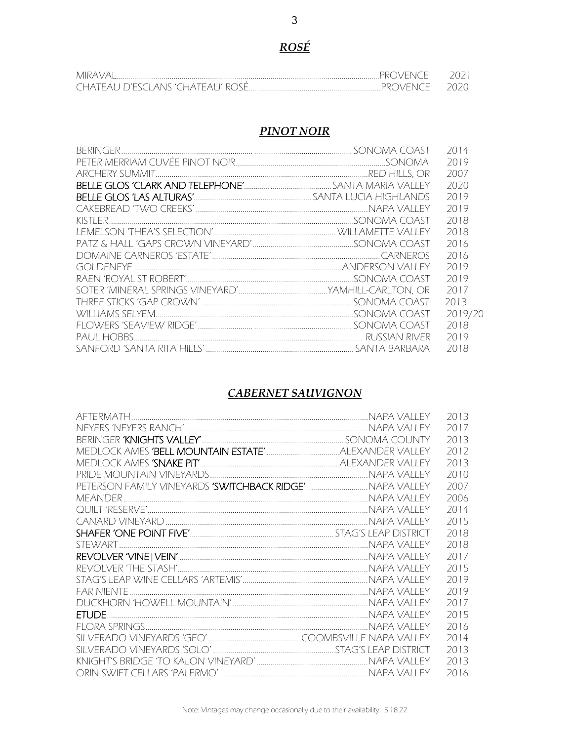## ***ROSÉ***

| | | |
|---|---|---|
| MIRAVAL | PROVENCE | 2021 |
| CHATEAU D'ESCLANS 'CHATEAU' ROSÉ | PROVENCE | 2020 |

## ***PINOT NOIR***

| | | |
|---|---|---|
| BERINGER | SONOMA COAST | 2014 |
| PETER MERRIAM CUVÉE PINOT NOIR | SONOMA | 2019 |
| ARCHERY SUMMIT | RED HILLS, OR | 2007 |
| **BELLE GLOS 'CLARK AND TELEPHONE'** | SANTA MARIA VALLEY | 2020 |
| **BELLE GLOS 'LAS ALTURAS'** | SANTA LUCIA HIGHLANDS | 2019 |
| CAKEBREAD 'TWO CREEKS' | NAPA VALLEY | 2019 |
| KISTLER | SONOMA COAST | 2018 |
| LEMELSON 'THEA'S SELECTION' | WILLAMETTE VALLEY | 2018 |
| PATZ & HALL 'GAPS CROWN VINEYARD' | SONOMA COAST | 2016 |
| DOMAINE CARNEROS 'ESTATE' | CARNEROS | 2016 |
| GOLDENEYE | ANDERSON VALLEY | 2019 |
| RAEN 'ROYAL ST ROBERT' | SONOMA COAST | 2019 |
| SOTER 'MINERAL SPRINGS VINEYARD' | YAMHILL-CARLTON, OR | 2017 |
| THREE STICKS 'GAP CROWN' | SONOMA COAST | 2013 |
| WILLIAMS SELYEM | SONOMA COAST | 2019/20 |
| FLOWERS 'SEAVIEW RIDGE' | SONOMA COAST | 2018 |
| PAUL HOBBS | RUSSIAN RIVER | 2019 |
| SANFORD 'SANTA RITA HILLS' | SANTA BARBARA | 2018 |

## ***CABERNET SAUVIGNON***

| | | |
|---|---|---|
| AFTERMATH | NAPA VALLEY | 2013 |
| NEYERS 'NEYERS RANCH' | NAPA VALLEY | 2017 |
| BERINGER **'KNIGHTS VALLEY'** | SONOMA COUNTY | 2013 |
| MEDLOCK AMES **'BELL MOUNTAIN ESTATE'** | ALEXANDER VALLEY | 2012 |
| MEDLOCK AMES **'SNAKE PIT'** | ALEXANDER VALLEY | 2013 |
| PRIDE MOUNTAIN VINEYARDS | NAPA VALLEY | 2010 |
| PETERSON FAMILY VINEYARDS **'SWITCHBACK RIDGE'** | NAPA VALLEY | 2007 |
| MEANDER | NAPA VALLEY | 2006 |
| QUILT 'RESERVE' | NAPA VALLEY | 2014 |
| CANARD VINEYARD | NAPA VALLEY | 2015 |
| **SHAFER 'ONE POINT FIVE'** | STAG'S LEAP DISTRICT | 2018 |
| STEWART | NAPA VALLEY | 2018 |
| **REVOLVER 'VINE\|VEIN'** | NAPA VALLEY | 2017 |
| REVOLVER 'THE STASH' | NAPA VALLEY | 2015 |
| STAG'S LEAP WINE CELLARS 'ARTEMIS' | NAPA VALLEY | 2019 |
| FAR NIENTE | NAPA VALLEY | 2019 |
| DUCKHORN 'HOWELL MOUNTAIN' | NAPA VALLEY | 2017 |
| **ETUDE** | NAPA VALLEY | 2015 |
| FLORA SPRINGS | NAPA VALLEY | 2016 |
| SILVERADO VINEYARDS 'GEO' | COOMBSVILLE NAPA VALLEY | 2014 |
| SILVERADO VINEYARDS 'SOLO' | STAG'S LEAP DISTRICT | 2013 |
| KNIGHT'S BRIDGE 'TO KALON VINEYARD' | NAPA VALLEY | 2013 |
| ORIN SWIFT CELLARS 'PALERMO' | NAPA VALLEY | 2016 |

Note: Vintages may change occasionally due to their availability. 5.18.22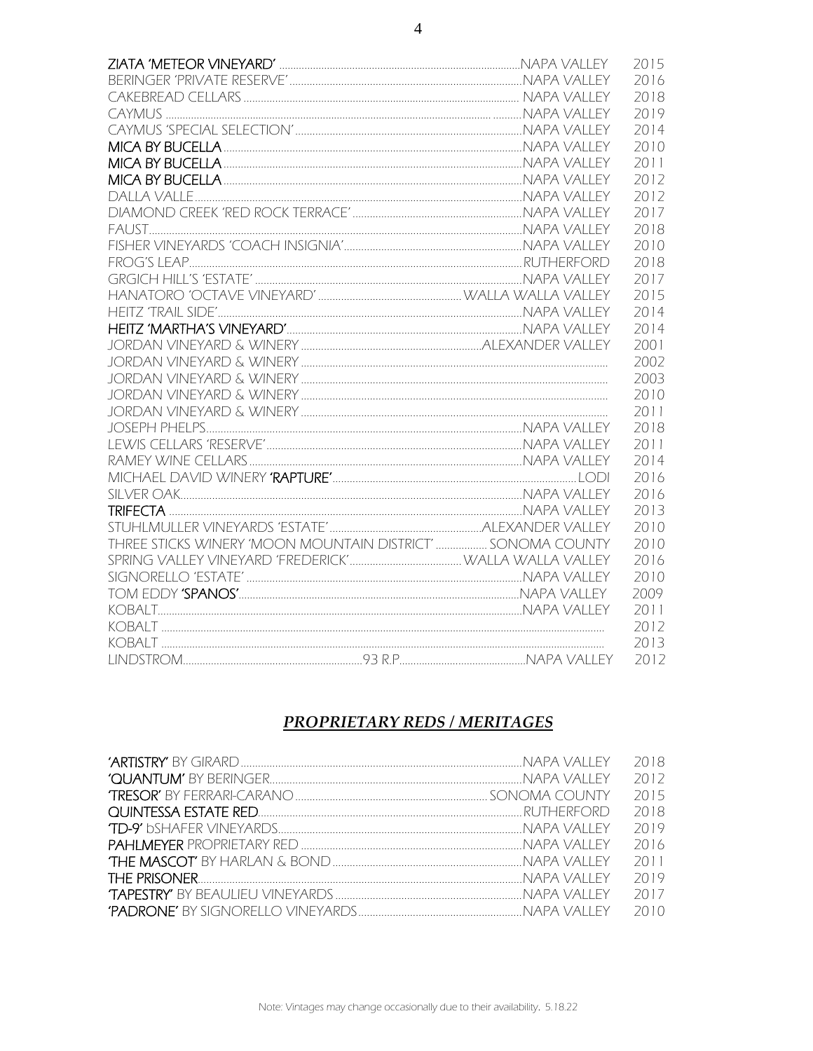| | | |
|---|---|---|
| **ZIATA 'METEOR VINEYARD'** | NAPA VALLEY | 2015 |
| BERINGER 'PRIVATE RESERVE' | NAPA VALLEY | 2016 |
| CAKEBREAD CELLARS | NAPA VALLEY | 2018 |
| CAYMUS | NAPA VALLEY | 2019 |
| CAYMUS 'SPECIAL SELECTION' | NAPA VALLEY | 2014 |
| **MICA BY BUCELLA** | NAPA VALLEY | 2010 |
| **MICA BY BUCELLA** | NAPA VALLEY | 2011 |
| **MICA BY BUCELLA** | NAPA VALLEY | 2012 |
| DALLA VALLE | NAPA VALLEY | 2012 |
| DIAMOND CREEK 'RED ROCK TERRACE' | NAPA VALLEY | 2017 |
| FAUST | NAPA VALLEY | 2018 |
| FISHER VINEYARDS 'COACH INSIGNIA' | NAPA VALLEY | 2010 |
| FROG'S LEAP | RUTHERFORD | 2018 |
| GRGICH HILL'S 'ESTATE' | NAPA VALLEY | 2017 |
| HANATORO 'OCTAVE VINEYARD' | WALLA WALLA VALLEY | 2015 |
| HEITZ 'TRAIL SIDE' | NAPA VALLEY | 2014 |
| **HEITZ 'MARTHA'S VINEYARD'** | NAPA VALLEY | 2014 |
| JORDAN VINEYARD & WINERY | ALEXANDER VALLEY | 2001 |
| JORDAN VINEYARD & WINERY | | 2002 |
| JORDAN VINEYARD & WINERY | | 2003 |
| JORDAN VINEYARD & WINERY | | 2010 |
| JORDAN VINEYARD & WINERY | | 2011 |
| JOSEPH PHELPS | NAPA VALLEY | 2018 |
| LEWIS CELLARS 'RESERVE' | NAPA VALLEY | 2011 |
| RAMEY WINE CELLARS | NAPA VALLEY | 2014 |
| MICHAEL DAVID WINERY **'RAPTURE'** | LODI | 2016 |
| SILVER OAK | NAPA VALLEY | 2016 |
| **TRIFECTA** | NAPA VALLEY | 2013 |
| STUHLMULLER VINEYARDS 'ESTATE' | ALEXANDER VALLEY | 2010 |
| THREE STICKS WINERY 'MOON MOUNTAIN DISTRICT' | SONOMA COUNTY | 2010 |
| SPRING VALLEY VINEYARD 'FREDERICK' | WALLA WALLA VALLEY | 2016 |
| SIGNORELLO 'ESTATE' | NAPA VALLEY | 2010 |
| TOM EDDY **'SPANOS'** | NAPA VALLEY | 2009 |
| KOBALT | NAPA VALLEY | 2011 |
| KOBALT | | 2012 |
| KOBALT | | 2013 |
| LINDSTROM ........ 93 R.P. | NAPA VALLEY | 2012 |

## ***PROPRIETARY REDS / MERITAGES***

| | | |
|---|---|---|
| **'ARTISTRY'** BY GIRARD | NAPA VALLEY | 2018 |
| **'QUANTUM'** BY BERINGER | NAPA VALLEY | 2012 |
| **'TRESOR'** BY FERRARI-CARANO | SONOMA COUNTY | 2015 |
| **QUINTESSA ESTATE RED** | RUTHERFORD | 2018 |
| **'TD-9'** bSHAFER VINEYARDS | NAPA VALLEY | 2019 |
| **PAHLMEYER** PROPRIETARY RED | NAPA VALLEY | 2016 |
| **'THE MASCOT'** BY HARLAN & BOND | NAPA VALLEY | 2011 |
| **THE PRISONER** | NAPA VALLEY | 2019 |
| **'TAPESTRY'** BY BEAULIEU VINEYARDS | NAPA VALLEY | 2017 |
| **'PADRONE'** BY SIGNORELLO VINEYARDS | NAPA VALLEY | 2010 |

Note: Vintages may change occasionally due to their availability. 5.18.22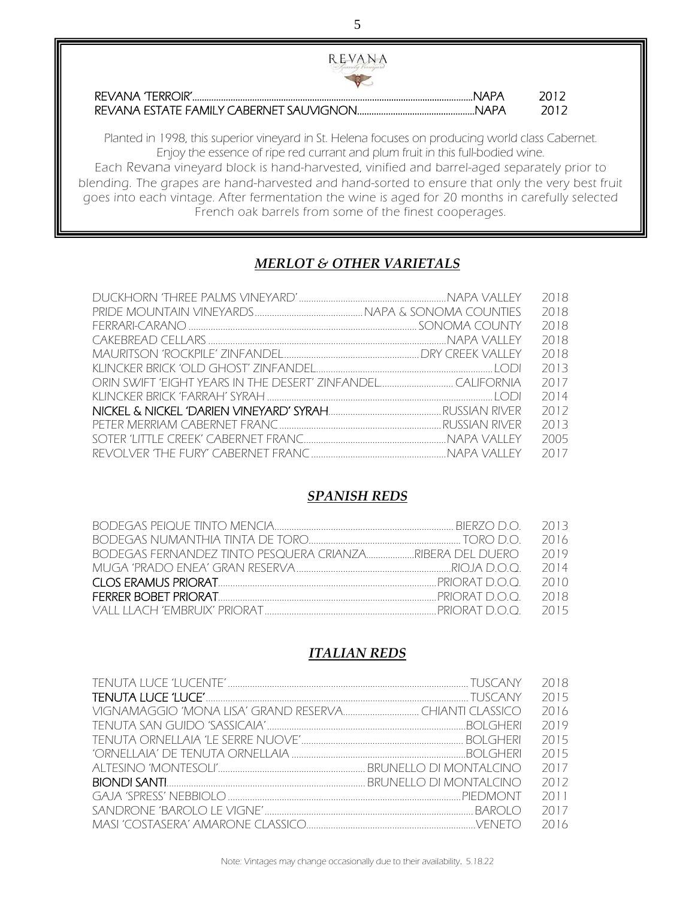REVANA

Family Vineyard

| | | |
|---|---|---|
| REVANA 'TERROIR' | NAPA | 2012 |
| REVANA ESTATE FAMILY CABERNET SAUVIGNON | NAPA | 2012 |

*Planted in 1998, this superior vineyard in St. Helena focuses on producing world class Cabernet. Enjoy the essence of ripe red currant and plum fruit in this full-bodied wine. Each Revana vineyard block is hand-harvested, vinified and barrel-aged separately prior to blending. The grapes are hand-harvested and hand-sorted to ensure that only the very best fruit goes into each vintage. After fermentation the wine is aged for 20 months in carefully selected French oak barrels from some of the finest cooperages.*

## *MERLOT & OTHER VARIETALS*

| | | |
|---|---|---|
| DUCKHORN 'THREE PALMS VINEYARD' | NAPA VALLEY | 2018 |
| PRIDE MOUNTAIN VINEYARDS | NAPA & SONOMA COUNTIES | 2018 |
| FERRARI-CARANO | SONOMA COUNTY | 2018 |
| CAKEBREAD CELLARS | NAPA VALLEY | 2018 |
| MAURITSON 'ROCKPILE' ZINFANDEL | DRY CREEK VALLEY | 2018 |
| KLINCKER BRICK 'OLD GHOST' ZINFANDEL | LODI | 2013 |
| ORIN SWIFT 'EIGHT YEARS IN THE DESERT' ZINFANDEL | CALIFORNIA | 2017 |
| KLINCKER BRICK 'FARRAH' SYRAH | LODI | 2014 |
| NICKEL & NICKEL 'DARIEN VINEYARD' SYRAH | RUSSIAN RIVER | 2012 |
| PETER MERRIAM CABERNET FRANC | RUSSIAN RIVER | 2013 |
| SOTER 'LITTLE CREEK' CABERNET FRANC | NAPA VALLEY | 2005 |
| REVOLVER 'THE FURY' CABERNET FRANC | NAPA VALLEY | 2017 |

## *SPANISH REDS*

| | | |
|---|---|---|
| BODEGAS PEIQUE TINTO MENCIA | BIERZO D.O. | 2013 |
| BODEGAS NUMANTHIA TINTA DE TORO | TORO D.O. | 2016 |
| BODEGAS FERNANDEZ TINTO PESQUERA CRIANZA | RIBERA DEL DUERO | 2019 |
| MUGA 'PRADO ENEA' GRAN RESERVA | RIOJA D.O.Q. | 2014 |
| CLOS ERAMUS PRIORAT | PRIORAT D.O.Q. | 2010 |
| FERRER BOBET PRIORAT | PRIORAT D.O.Q. | 2018 |
| VALL LLACH 'EMBRUIX' PRIORAT | PRIORAT D.O.Q. | 2015 |

## *ITALIAN REDS*

| | | |
|---|---|---|
| TENUTA LUCE 'LUCENTE' | TUSCANY | 2018 |
| TENUTA LUCE 'LUCE' | TUSCANY | 2015 |
| VIGNAMAGGIO 'MONA LISA' GRAND RESERVA | CHIANTI CLASSICO | 2016 |
| TENUTA SAN GUIDO 'SASSICAIA' | BOLGHERI | 2019 |
| TENUTA ORNELLAIA 'LE SERRE NUOVE' | BOLGHERI | 2015 |
| 'ORNELLAIA' DE TENUTA ORNELLAIA | BOLGHERI | 2015 |
| ALTESINO 'MONTESOLI' | BRUNELLO DI MONTALCINO | 2017 |
| BIONDI SANTI | BRUNELLO DI MONTALCINO | 2012 |
| GAJA 'SPRESS' NEBBIOLO | PIEDMONT | 2011 |
| SANDRONE 'BAROLO LE VIGNE' | BAROLO | 2017 |
| MASI 'COSTASERA' AMARONE CLASSICO | VENETO | 2016 |

Note: Vintages may change occasionally due to their availability. 5.18.22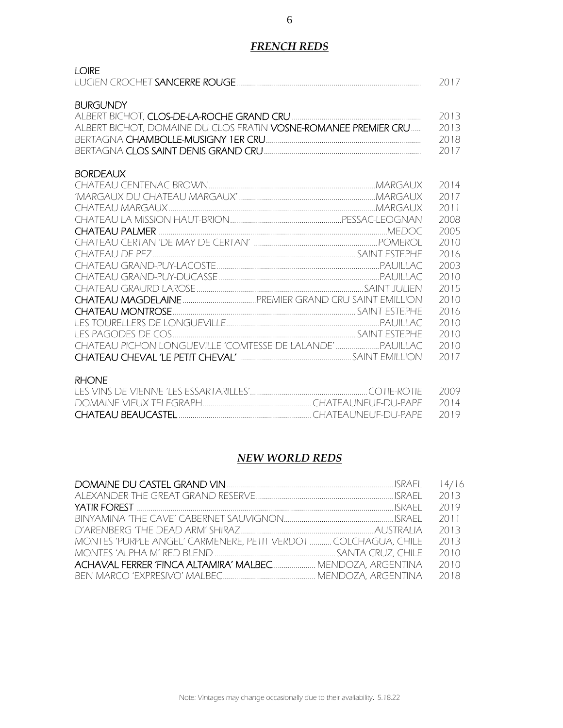## *FRENCH REDS*

### LOIRE

LUCIEN CROCHET **SANCERRE ROUGE** ........ 2017

### BURGUNDY

ALBERT BICHOT, **CLOS-DE-LA-ROCHE GRAND CRU** ........ 2013
ALBERT BICHOT, DOMAINE DU CLOS FRATIN **VOSNE-ROMANEE PREMIER CRU** ........ 2013
BERTAGNA **CHAMBOLLE-MUSIGNY 1ER CRU** ........ 2018
BERTAGNA **CLOS SAINT DENIS GRAND CRU** ........ 2017

### BORDEAUX

| Wine | Region | Vintage |
|---|---|---|
| CHATEAU CENTENAC BROWN | MARGAUX | 2014 |
| 'MARGAUX DU CHATEAU MARGAUX' | MARGAUX | 2017 |
| CHATEAU MARGAUX | MARGAUX | 2011 |
| CHATEAU LA MISSION HAUT-BRION | PESSAC-LEOGNAN | 2008 |
| **CHATEAU PALMER** | MEDOC | 2005 |
| CHATEAU CERTAN 'DE MAY DE CERTAN' | POMEROL | 2010 |
| CHATEAU DE PEZ | SAINT ESTEPHE | 2016 |
| CHATEAU GRAND-PUY-LACOSTE | PAUILLAC | 2003 |
| CHATEAU GRAND-PUY-DUCASSE | PAUILLAC | 2010 |
| CHATEAU GRAURD LAROSE | SAINT JULIEN | 2015 |
| **CHATEAU MAGDELAINE** | PREMIER GRAND CRU SAINT EMILLION | 2010 |
| **CHATEAU MONTROSE** | SAINT ESTEPHE | 2016 |
| LES TOURELLERS DE LONGUEVILLE | PAUILLAC | 2010 |
| LES PAGODES DE COS | SAINT ESTEPHE | 2010 |
| CHATEAU PICHON LONGUEVILLE 'COMTESSE DE LALANDE' | PAUILLAC | 2010 |
| **CHATEAU CHEVAL 'LE PETIT CHEVAL'** | SAINT EMILLION | 2017 |

### RHONE

| Wine | Region | Vintage |
|---|---|---|
| LES VINS DE VIENNE 'LES ESSARTARILLES' | COTIE-ROTIE | 2009 |
| DOMAINE VIEUX TELEGRAPH | CHATEAUNEUF-DU-PAPE | 2014 |
| **CHATEAU BEAUCASTEL** | CHATEAUNEUF-DU-PAPE | 2019 |

## *NEW WORLD REDS*

| Wine | Region | Vintage |
|---|---|---|
| **DOMAINE DU CASTEL GRAND VIN** | ISRAEL | 14/16 |
| ALEXANDER THE GREAT GRAND RESERVE | ISRAEL | 2013 |
| **YATIR FOREST** | ISRAEL | 2019 |
| BINYAMINA 'THE CAVE' CABERNET SAUVIGNON | ISRAEL | 2011 |
| D'ARENBERG 'THE DEAD ARM' SHIRAZ | AUSTRALIA | 2013 |
| MONTES 'PURPLE ANGEL' CARMENERE, PETIT VERDOT | COLCHAGUA, CHILE | 2013 |
| MONTES 'ALPHA M' RED BLEND | SANTA CRUZ, CHILE | 2010 |
| **ACHAVAL FERRER 'FINCA ALTAMIRA' MALBEC** | MENDOZA, ARGENTINA | 2010 |
| BEN MARCO 'EXPRESIVO' MALBEC | MENDOZA, ARGENTINA | 2018 |

Note: Vintages may change occasionally due to their availability. 5.18.22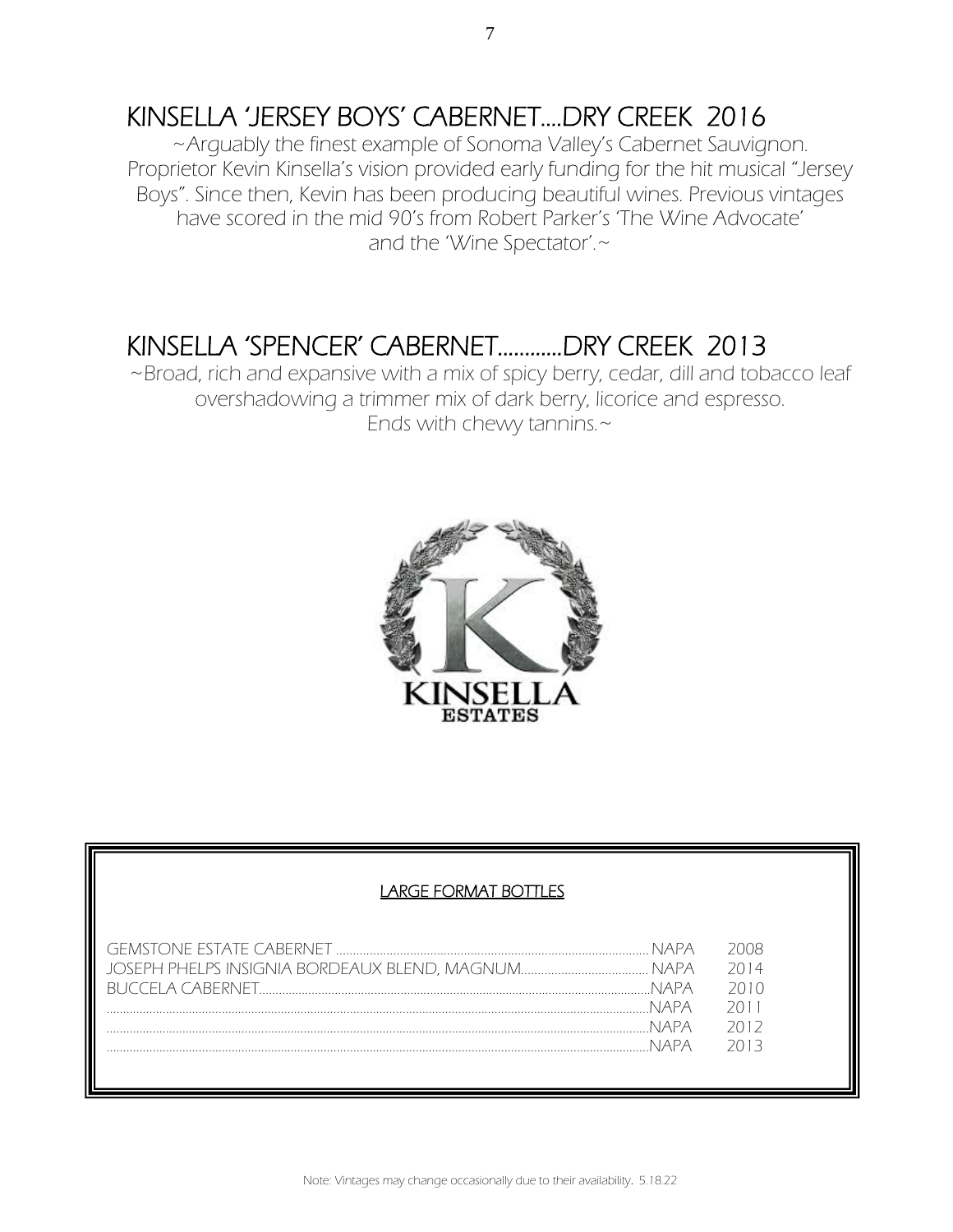## KINSELLA 'JERSEY BOYS' CABERNET....DRY CREEK 2016

*~Arguably the finest example of Sonoma Valley's Cabernet Sauvignon. Proprietor Kevin Kinsella's vision provided early funding for the hit musical "Jersey Boys". Since then, Kevin has been producing beautiful wines. Previous vintages have scored in the mid 90's from Robert Parker's 'The Wine Advocate' and the 'Wine Spectator'.~*

## KINSELLA 'SPENCER' CABERNET............DRY CREEK 2013

*~Broad, rich and expansive with a mix of spicy berry, cedar, dill and tobacco leaf overshadowing a trimmer mix of dark berry, licorice and espresso. Ends with chewy tannins.~*

KINSELLA ESTATES

### LARGE FORMAT BOTTLES

| | | |
|---|---|---|
| GEMSTONE ESTATE CABERNET | NAPA | 2008 |
| JOSEPH PHELPS INSIGNIA BORDEAUX BLEND, MAGNUM | NAPA | 2014 |
| BUCCELA CABERNET | NAPA | 2010 |
| | NAPA | 2011 |
| | NAPA | 2012 |
| | NAPA | 2013 |

Note: Vintages may change occasionally due to their availability. 5.18.22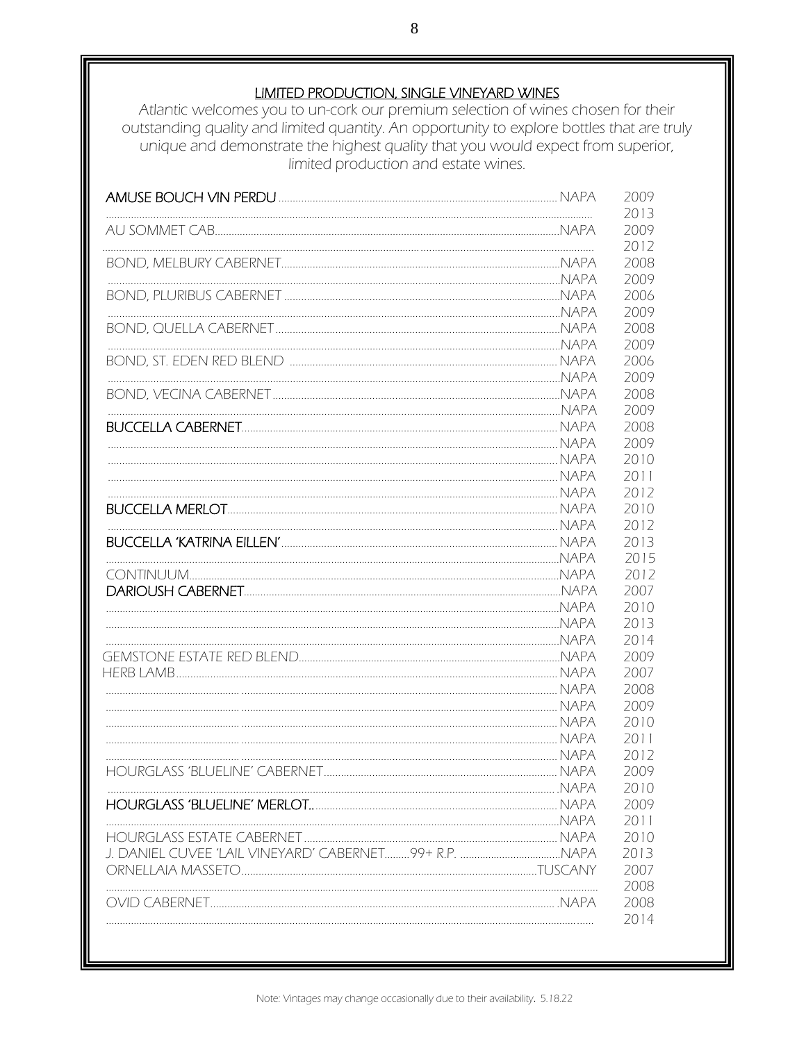## LIMITED PRODUCTION, SINGLE VINEYARD WINES

*Atlantic welcomes you to un-cork our premium selection of wines chosen for their outstanding quality and limited quantity. An opportunity to explore bottles that are truly unique and demonstrate the highest quality that you would expect from superior, limited production and estate wines.*

| | | |
|---|---|---|
| **AMUSE BOUCH VIN PERDU** | NAPA | 2009 |
| | | 2013 |
| AU SOMMET CAB | NAPA | 2009 |
| | | 2012 |
| BOND, MELBURY CABERNET | NAPA | 2008 |
| | NAPA | 2009 |
| BOND, PLURIBUS CABERNET | NAPA | 2006 |
| | NAPA | 2009 |
| BOND, QUELLA CABERNET | NAPA | 2008 |
| | NAPA | 2009 |
| BOND, ST. EDEN RED BLEND | NAPA | 2006 |
| | NAPA | 2009 |
| BOND, VECINA CABERNET | NAPA | 2008 |
| | NAPA | 2009 |
| **BUCCELLA CABERNET** | NAPA | 2008 |
| | NAPA | 2009 |
| | NAPA | 2010 |
| | NAPA | 2011 |
| | NAPA | 2012 |
| **BUCCELLA MERLOT** | NAPA | 2010 |
| | NAPA | 2012 |
| **BUCCELLA 'KATRINA EILLEN'** | NAPA | 2013 |
| | NAPA | 2015 |
| CONTINUUM | NAPA | 2012 |
| **DARIOUSH CABERNET** | NAPA | 2007 |
| | NAPA | 2010 |
| | NAPA | 2013 |
| | NAPA | 2014 |
| GEMSTONE ESTATE RED BLEND | NAPA | 2009 |
| HERB LAMB | NAPA | 2007 |
| | NAPA | 2008 |
| | NAPA | 2009 |
| | NAPA | 2010 |
| | NAPA | 2011 |
| | NAPA | 2012 |
| HOURGLASS 'BLUELINE' CABERNET | NAPA | 2009 |
| | NAPA | 2010 |
| **HOURGLASS 'BLUELINE' MERLOT** | NAPA | 2009 |
| | NAPA | 2011 |
| HOURGLASS ESTATE CABERNET | NAPA | 2010 |
| J. DANIEL CUVEE 'LAIL VINEYARD' CABERNET.........99+ R.P. | NAPA | 2013 |
| ORNELLAIA MASSETO | TUSCANY | 2007 |
| | | 2008 |
| OVID CABERNET | NAPA | 2008 |
| | | 2014 |

Note: Vintages may change occasionally due to their availability. 5.18.22